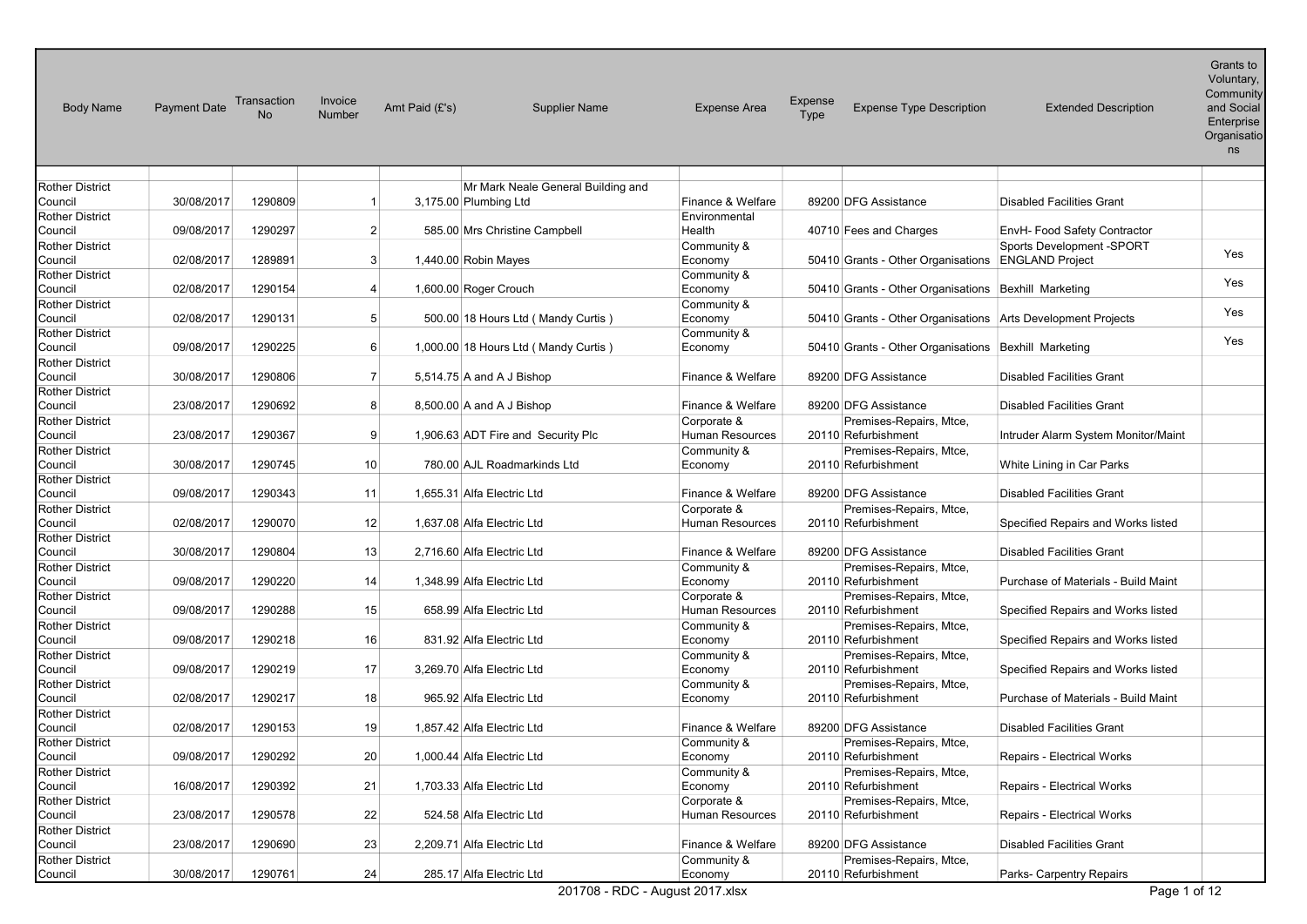| Body Name | Payment Date | Transaction No | Invoice Number | Amt Paid (£'s) | Supplier Name | Expense Area | Expense Type | Expense Type Description | Extended Description | Grants to Voluntary, Community and Social Enterprise Organisations |
|---|---|---|---|---|---|---|---|---|---|---|
| Rother District Council | 30/08/2017 | 1290809 | 1 | 3,175.00 | Mr Mark Neale General Building and Plumbing Ltd | Finance & Welfare | 89200 | DFG Assistance | Disabled Facilities Grant | |
| Rother District Council | 09/08/2017 | 1290297 | 2 | 585.00 | Mrs Christine Campbell | Environmental Health | 40710 | Fees and Charges | EnvH- Food Safety Contractor | |
| Rother District Council | 02/08/2017 | 1289891 | 3 | 1,440.00 | Robin Mayes | Community & Economy | 50410 | Grants - Other Organisations | Sports Development -SPORT ENGLAND Project | Yes |
| Rother District Council | 02/08/2017 | 1290154 | 4 | 1,600.00 | Roger Crouch | Community & Economy | 50410 | Grants - Other Organisations | Bexhill Marketing | Yes |
| Rother District Council | 02/08/2017 | 1290131 | 5 | 500.00 | 18 Hours Ltd ( Mandy Curtis ) | Community & Economy | 50410 | Grants - Other Organisations | Arts Development Projects | Yes |
| Rother District Council | 09/08/2017 | 1290225 | 6 | 1,000.00 | 18 Hours Ltd ( Mandy Curtis ) | Community & Economy | 50410 | Grants - Other Organisations | Bexhill Marketing | Yes |
| Rother District Council | 30/08/2017 | 1290806 | 7 | 5,514.75 | A and A J Bishop | Finance & Welfare | 89200 | DFG Assistance | Disabled Facilities Grant | |
| Rother District Council | 23/08/2017 | 1290692 | 8 | 8,500.00 | A and A J Bishop | Finance & Welfare | 89200 | DFG Assistance | Disabled Facilities Grant | |
| Rother District Council | 23/08/2017 | 1290367 | 9 | 1,906.63 | ADT Fire and Security Plc | Corporate & Human Resources | 20110 | Premises-Repairs, Mtce, Refurbishment | Intruder Alarm System Monitor/Maint | |
| Rother District Council | 30/08/2017 | 1290745 | 10 | 780.00 | AJL Roadmarkinds Ltd | Community & Economy | 20110 | Premises-Repairs, Mtce, Refurbishment | White Lining in Car Parks | |
| Rother District Council | 09/08/2017 | 1290343 | 11 | 1,655.31 | Alfa Electric Ltd | Finance & Welfare | 89200 | DFG Assistance | Disabled Facilities Grant | |
| Rother District Council | 02/08/2017 | 1290070 | 12 | 1,637.08 | Alfa Electric Ltd | Corporate & Human Resources | 20110 | Premises-Repairs, Mtce, Refurbishment | Specified Repairs and Works listed | |
| Rother District Council | 30/08/2017 | 1290804 | 13 | 2,716.60 | Alfa Electric Ltd | Finance & Welfare | 89200 | DFG Assistance | Disabled Facilities Grant | |
| Rother District Council | 09/08/2017 | 1290220 | 14 | 1,348.99 | Alfa Electric Ltd | Community & Economy | 20110 | Premises-Repairs, Mtce, Refurbishment | Purchase of Materials - Build Maint | |
| Rother District Council | 09/08/2017 | 1290288 | 15 | 658.99 | Alfa Electric Ltd | Corporate & Human Resources | 20110 | Premises-Repairs, Mtce, Refurbishment | Specified Repairs and Works listed | |
| Rother District Council | 09/08/2017 | 1290218 | 16 | 831.92 | Alfa Electric Ltd | Community & Economy | 20110 | Premises-Repairs, Mtce, Refurbishment | Specified Repairs and Works listed | |
| Rother District Council | 09/08/2017 | 1290219 | 17 | 3,269.70 | Alfa Electric Ltd | Community & Economy | 20110 | Premises-Repairs, Mtce, Refurbishment | Specified Repairs and Works listed | |
| Rother District Council | 02/08/2017 | 1290217 | 18 | 965.92 | Alfa Electric Ltd | Community & Economy | 20110 | Premises-Repairs, Mtce, Refurbishment | Purchase of Materials - Build Maint | |
| Rother District Council | 02/08/2017 | 1290153 | 19 | 1,857.42 | Alfa Electric Ltd | Finance & Welfare | 89200 | DFG Assistance | Disabled Facilities Grant | |
| Rother District Council | 09/08/2017 | 1290292 | 20 | 1,000.44 | Alfa Electric Ltd | Community & Economy | 20110 | Premises-Repairs, Mtce, Refurbishment | Repairs - Electrical Works | |
| Rother District Council | 16/08/2017 | 1290392 | 21 | 1,703.33 | Alfa Electric Ltd | Community & Economy | 20110 | Premises-Repairs, Mtce, Refurbishment | Repairs - Electrical Works | |
| Rother District Council | 23/08/2017 | 1290578 | 22 | 524.58 | Alfa Electric Ltd | Corporate & Human Resources | 20110 | Premises-Repairs, Mtce, Refurbishment | Repairs - Electrical Works | |
| Rother District Council | 23/08/2017 | 1290690 | 23 | 2,209.71 | Alfa Electric Ltd | Finance & Welfare | 89200 | DFG Assistance | Disabled Facilities Grant | |
| Rother District Council | 30/08/2017 | 1290761 | 24 | 285.17 | Alfa Electric Ltd | Community & Economy | 20110 | Premises-Repairs, Mtce, Refurbishment | Parks- Carpentry Repairs | |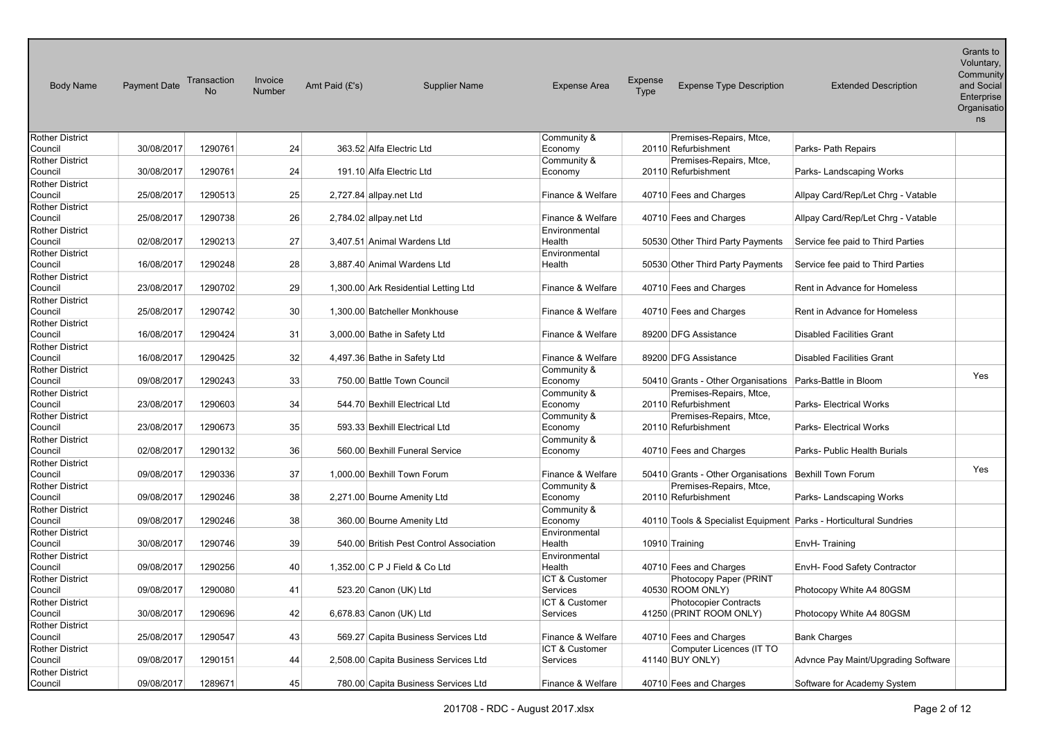| Body Name | Payment Date | Transaction No | Invoice Number | Amt Paid (£'s) | Supplier Name | Expense Area | Expense Type | Expense Type Description | Extended Description | Grants to Voluntary, Community and Social Enterprise Organisations |
|---|---|---|---|---|---|---|---|---|---|---|
| Rother District Council | 30/08/2017 | 1290761 | 24 | 363.52 | Alfa Electric Ltd | Community & Economy | 20110 | Premises-Repairs, Mtce, Refurbishment | Parks- Path Repairs | |
| Rother District Council | 30/08/2017 | 1290761 | 24 | 191.10 | Alfa Electric Ltd | Community & Economy | 20110 | Premises-Repairs, Mtce, Refurbishment | Parks- Landscaping Works | |
| Rother District Council | 25/08/2017 | 1290513 | 25 | 2,727.84 | allpay.net Ltd | Finance & Welfare | 40710 | Fees and Charges | Allpay Card/Rep/Let Chrg - Vatable | |
| Rother District Council | 25/08/2017 | 1290738 | 26 | 2,784.02 | allpay.net Ltd | Finance & Welfare | 40710 | Fees and Charges | Allpay Card/Rep/Let Chrg - Vatable | |
| Rother District Council | 02/08/2017 | 1290213 | 27 | 3,407.51 | Animal Wardens Ltd | Environmental Health | 50530 | Other Third Party Payments | Service fee paid to Third Parties | |
| Rother District Council | 16/08/2017 | 1290248 | 28 | 3,887.40 | Animal Wardens Ltd | Environmental Health | 50530 | Other Third Party Payments | Service fee paid to Third Parties | |
| Rother District Council | 23/08/2017 | 1290702 | 29 | 1,300.00 | Ark Residential Letting Ltd | Finance & Welfare | 40710 | Fees and Charges | Rent in Advance for Homeless | |
| Rother District Council | 25/08/2017 | 1290742 | 30 | 1,300.00 | Batcheller Monkhouse | Finance & Welfare | 40710 | Fees and Charges | Rent in Advance for Homeless | |
| Rother District Council | 16/08/2017 | 1290424 | 31 | 3,000.00 | Bathe in Safety Ltd | Finance & Welfare | 89200 | DFG Assistance | Disabled Facilities Grant | |
| Rother District Council | 16/08/2017 | 1290425 | 32 | 4,497.36 | Bathe in Safety Ltd | Finance & Welfare | 89200 | DFG Assistance | Disabled Facilities Grant | |
| Rother District Council | 09/08/2017 | 1290243 | 33 | 750.00 | Battle Town Council | Community & Economy | 50410 | Grants - Other Organisations | Parks-Battle in Bloom | Yes |
| Rother District Council | 23/08/2017 | 1290603 | 34 | 544.70 | Bexhill Electrical Ltd | Community & Economy | 20110 | Premises-Repairs, Mtce, Refurbishment | Parks- Electrical Works | |
| Rother District Council | 23/08/2017 | 1290673 | 35 | 593.33 | Bexhill Electrical Ltd | Community & Economy | 20110 | Premises-Repairs, Mtce, Refurbishment | Parks- Electrical Works | |
| Rother District Council | 02/08/2017 | 1290132 | 36 | 560.00 | Bexhill Funeral Service | Community & Economy | 40710 | Fees and Charges | Parks- Public Health Burials | |
| Rother District Council | 09/08/2017 | 1290336 | 37 | 1,000.00 | Bexhill Town Forum | Finance & Welfare | 50410 | Grants - Other Organisations | Bexhill Town Forum | Yes |
| Rother District Council | 09/08/2017 | 1290246 | 38 | 2,271.00 | Bourne Amenity Ltd | Community & Economy | 20110 | Premises-Repairs, Mtce, Refurbishment | Parks- Landscaping Works | |
| Rother District Council | 09/08/2017 | 1290246 | 38 | 360.00 | Bourne Amenity Ltd | Community & Economy | 40110 | Tools & Specialist Equipment | Parks - Horticultural Sundries | |
| Rother District Council | 30/08/2017 | 1290746 | 39 | 540.00 | British Pest Control Association | Environmental Health | 10910 | Training | EnvH- Training | |
| Rother District Council | 09/08/2017 | 1290256 | 40 | 1,352.00 | C P J Field & Co Ltd | Environmental Health | 40710 | Fees and Charges | EnvH- Food Safety Contractor | |
| Rother District Council | 09/08/2017 | 1290080 | 41 | 523.20 | Canon (UK) Ltd | ICT & Customer Services | 40530 | Photocopy Paper (PRINT ROOM ONLY) | Photocopy White A4 80GSM | |
| Rother District Council | 30/08/2017 | 1290696 | 42 | 6,678.83 | Canon (UK) Ltd | ICT & Customer Services | 41250 | Photocopier Contracts (PRINT ROOM ONLY) | Photocopy White A4 80GSM | |
| Rother District Council | 25/08/2017 | 1290547 | 43 | 569.27 | Capita Business Services Ltd | Finance & Welfare | 40710 | Fees and Charges | Bank Charges | |
| Rother District Council | 09/08/2017 | 1290151 | 44 | 2,508.00 | Capita Business Services Ltd | ICT & Customer Services | 41140 | Computer Licences (IT TO BUY ONLY) | Advnce Pay Maint/Upgrading Software | |
| Rother District Council | 09/08/2017 | 1289671 | 45 | 780.00 | Capita Business Services Ltd | Finance & Welfare | 40710 | Fees and Charges | Software for Academy System | |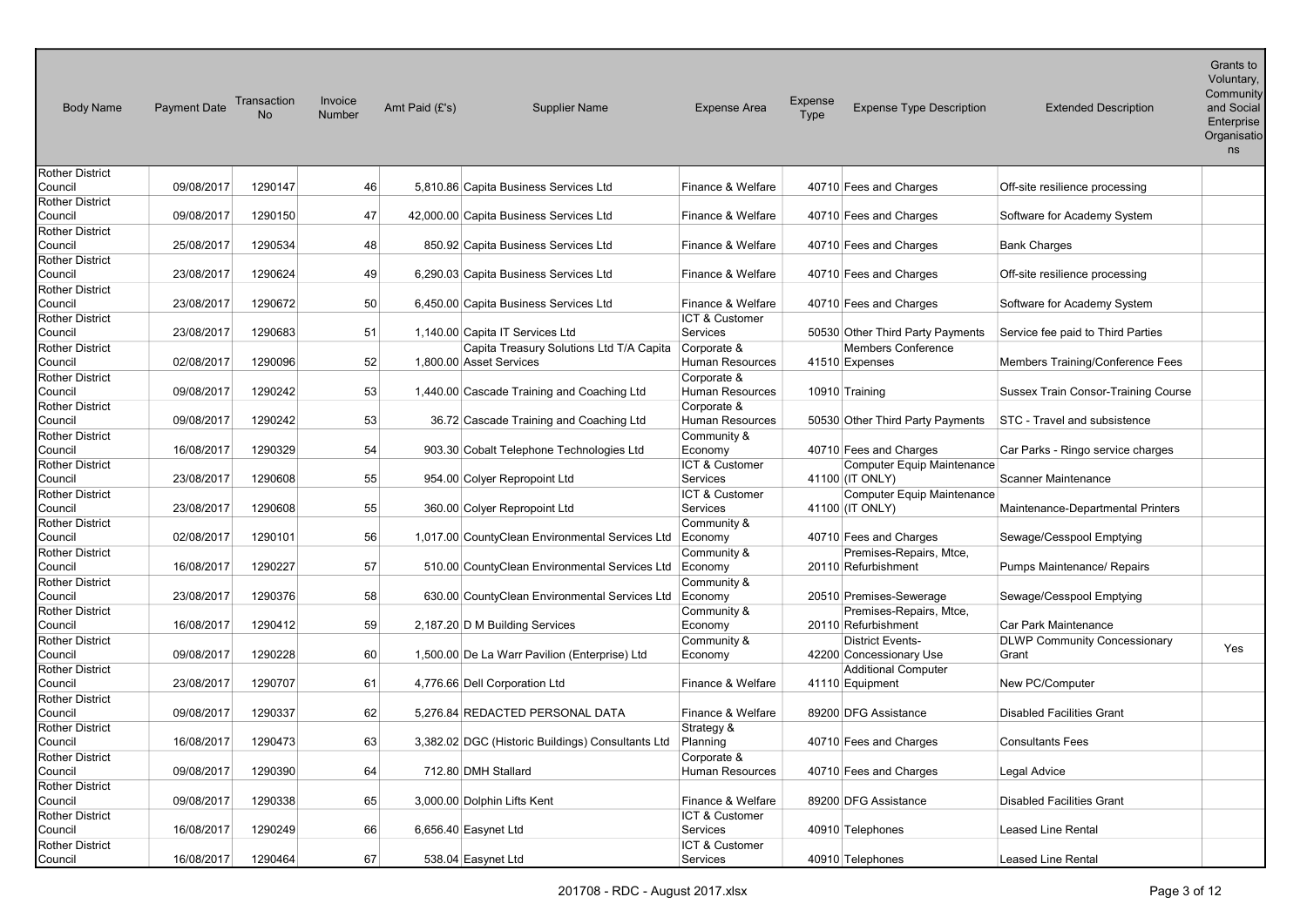| Body Name | Payment Date | Transaction No | Invoice Number | Amt Paid (£'s) | Supplier Name | Expense Area | Expense Type | Expense Type Description | Extended Description | Grants to Voluntary, Community and Social Enterprise Organisations |
|---|---|---|---|---|---|---|---|---|---|---|
| Rother District Council | 09/08/2017 | 1290147 | 46 | 5,810.86 | Capita Business Services Ltd | Finance & Welfare | 40710 | Fees and Charges | Off-site resilience processing | |
| Rother District Council | 09/08/2017 | 1290150 | 47 | 42,000.00 | Capita Business Services Ltd | Finance & Welfare | 40710 | Fees and Charges | Software for Academy System | |
| Rother District Council | 25/08/2017 | 1290534 | 48 | 850.92 | Capita Business Services Ltd | Finance & Welfare | 40710 | Fees and Charges | Bank Charges | |
| Rother District Council | 23/08/2017 | 1290624 | 49 | 6,290.03 | Capita Business Services Ltd | Finance & Welfare | 40710 | Fees and Charges | Off-site resilience processing | |
| Rother District Council | 23/08/2017 | 1290672 | 50 | 6,450.00 | Capita Business Services Ltd | Finance & Welfare | 40710 | Fees and Charges | Software for Academy System | |
| Rother District Council | 23/08/2017 | 1290683 | 51 | 1,140.00 | Capita IT Services Ltd | ICT & Customer Services | 50530 | Other Third Party Payments | Service fee paid to Third Parties | |
| Rother District Council | 02/08/2017 | 1290096 | 52 | 1,800.00 | Capita Treasury Solutions Ltd T/A Capita Asset Services | Corporate & Human Resources | 41510 | Members Conference Expenses | Members Training/Conference Fees | |
| Rother District Council | 09/08/2017 | 1290242 | 53 | 1,440.00 | Cascade Training and Coaching Ltd | Corporate & Human Resources | 10910 | Training | Sussex Train Consor-Training Course | |
| Rother District Council | 09/08/2017 | 1290242 | 53 | 36.72 | Cascade Training and Coaching Ltd | Corporate & Human Resources | 50530 | Other Third Party Payments | STC - Travel and subsistence | |
| Rother District Council | 16/08/2017 | 1290329 | 54 | 903.30 | Cobalt Telephone Technologies Ltd | Community & Economy | 40710 | Fees and Charges | Car Parks - Ringo service charges | |
| Rother District Council | 23/08/2017 | 1290608 | 55 | 954.00 | Colyer Repropoint Ltd | ICT & Customer Services | 41100 | Computer Equip Maintenance (IT ONLY) | Scanner Maintenance | |
| Rother District Council | 23/08/2017 | 1290608 | 55 | 360.00 | Colyer Repropoint Ltd | ICT & Customer Services | 41100 | Computer Equip Maintenance (IT ONLY) | Maintenance-Departmental Printers | |
| Rother District Council | 02/08/2017 | 1290101 | 56 | 1,017.00 | CountyClean Environmental Services Ltd | Community & Economy | 40710 | Fees and Charges | Sewage/Cesspool Emptying | |
| Rother District Council | 16/08/2017 | 1290227 | 57 | 510.00 | CountyClean Environmental Services Ltd | Community & Economy | 20110 | Premises-Repairs, Mtce, Refurbishment | Pumps Maintenance/ Repairs | |
| Rother District Council | 23/08/2017 | 1290376 | 58 | 630.00 | CountyClean Environmental Services Ltd | Community & Economy | 20510 | Premises-Sewerage | Sewage/Cesspool Emptying | |
| Rother District Council | 16/08/2017 | 1290412 | 59 | 2,187.20 | D M Building Services | Community & Economy | 20110 | Premises-Repairs, Mtce, Refurbishment | Car Park Maintenance | |
| Rother District Council | 09/08/2017 | 1290228 | 60 | 1,500.00 | De La Warr Pavilion (Enterprise) Ltd | Community & Economy | 42200 | District Events- Concessionary Use | DLWP Community Concessionary Grant | Yes |
| Rother District Council | 23/08/2017 | 1290707 | 61 | 4,776.66 | Dell Corporation Ltd | Finance & Welfare | 41110 | Additional Computer Equipment | New PC/Computer | |
| Rother District Council | 09/08/2017 | 1290337 | 62 | 5,276.84 | REDACTED PERSONAL DATA | Finance & Welfare | 89200 | DFG Assistance | Disabled Facilities Grant | |
| Rother District Council | 16/08/2017 | 1290473 | 63 | 3,382.02 | DGC (Historic Buildings) Consultants Ltd | Strategy & Planning | 40710 | Fees and Charges | Consultants Fees | |
| Rother District Council | 09/08/2017 | 1290390 | 64 | 712.80 | DMH Stallard | Corporate & Human Resources | 40710 | Fees and Charges | Legal Advice | |
| Rother District Council | 09/08/2017 | 1290338 | 65 | 3,000.00 | Dolphin Lifts Kent | Finance & Welfare | 89200 | DFG Assistance | Disabled Facilities Grant | |
| Rother District Council | 16/08/2017 | 1290249 | 66 | 6,656.40 | Easynet Ltd | ICT & Customer Services | 40910 | Telephones | Leased Line Rental | |
| Rother District Council | 16/08/2017 | 1290464 | 67 | 538.04 | Easynet Ltd | ICT & Customer Services | 40910 | Telephones | Leased Line Rental | |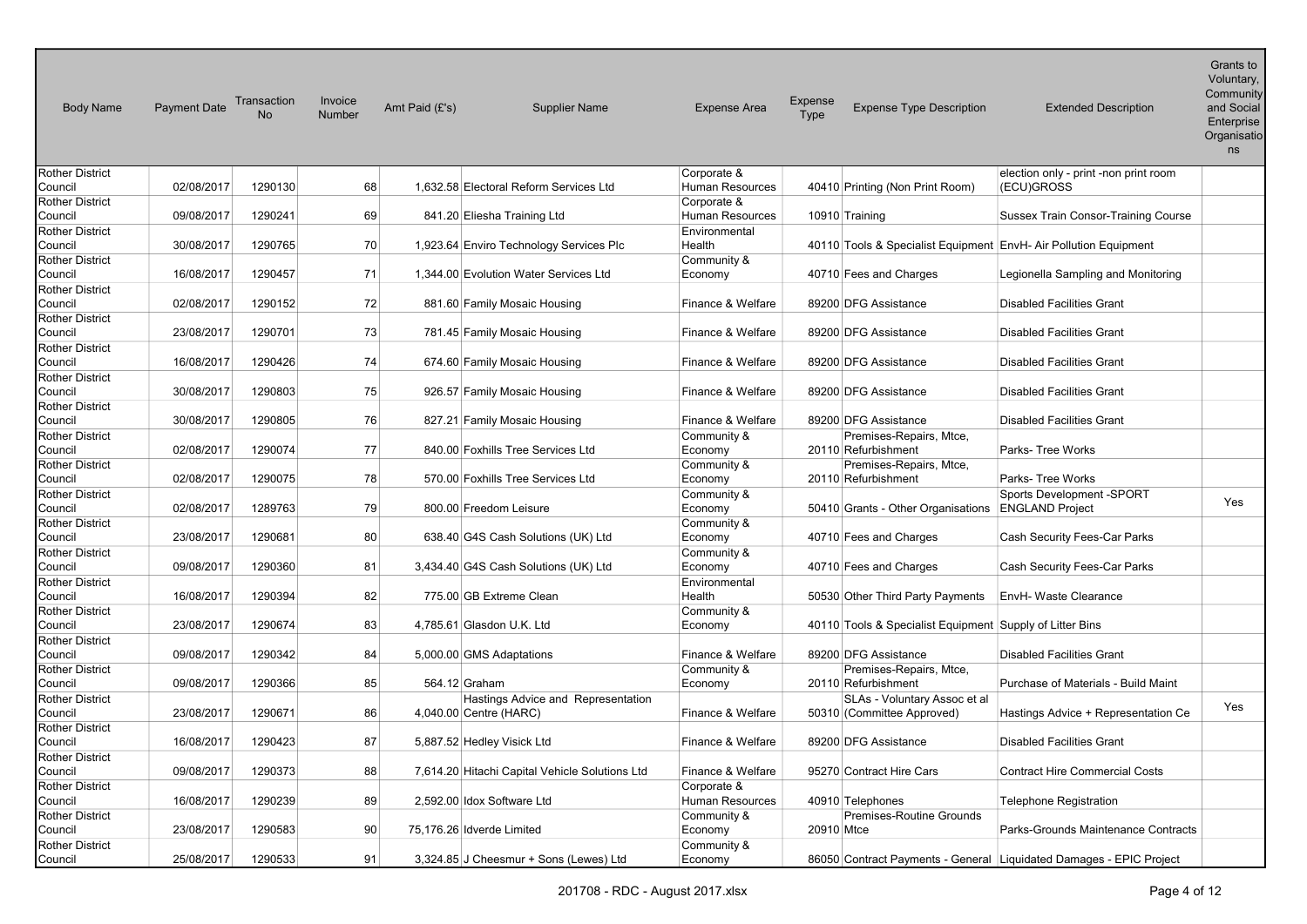| Body Name | Payment Date | Transaction No | Invoice Number | Amt Paid (£'s) | Supplier Name | Expense Area | Expense Type | Expense Type Description | Extended Description | Grants to Voluntary, Community and Social Enterprise Organisations |
|---|---|---|---|---|---|---|---|---|---|---|
| Rother District Council | 02/08/2017 | 1290130 | 68 | 1,632.58 | Electoral Reform Services Ltd | Corporate & Human Resources | 40410 | Printing (Non Print Room) | election only - print -non print room (ECU)GROSS | |
| Rother District Council | 09/08/2017 | 1290241 | 69 | 841.20 | Eliesha Training Ltd | Corporate & Human Resources | 10910 | Training | Sussex Train Consor-Training Course | |
| Rother District Council | 30/08/2017 | 1290765 | 70 | 1,923.64 | Enviro Technology Services Plc | Environmental Health | 40110 | Tools & Specialist Equipment | EnvH- Air Pollution Equipment | |
| Rother District Council | 16/08/2017 | 1290457 | 71 | 1,344.00 | Evolution Water Services Ltd | Community & Economy | 40710 | Fees and Charges | Legionella Sampling and Monitoring | |
| Rother District Council | 02/08/2017 | 1290152 | 72 | 881.60 | Family Mosaic Housing | Finance & Welfare | 89200 | DFG Assistance | Disabled Facilities Grant | |
| Rother District Council | 23/08/2017 | 1290701 | 73 | 781.45 | Family Mosaic Housing | Finance & Welfare | 89200 | DFG Assistance | Disabled Facilities Grant | |
| Rother District Council | 16/08/2017 | 1290426 | 74 | 674.60 | Family Mosaic Housing | Finance & Welfare | 89200 | DFG Assistance | Disabled Facilities Grant | |
| Rother District Council | 30/08/2017 | 1290803 | 75 | 926.57 | Family Mosaic Housing | Finance & Welfare | 89200 | DFG Assistance | Disabled Facilities Grant | |
| Rother District Council | 30/08/2017 | 1290805 | 76 | 827.21 | Family Mosaic Housing | Finance & Welfare | 89200 | DFG Assistance | Disabled Facilities Grant | |
| Rother District Council | 02/08/2017 | 1290074 | 77 | 840.00 | Foxhills Tree Services Ltd | Community & Economy | 20110 | Premises-Repairs, Mtce, Refurbishment | Parks- Tree Works | |
| Rother District Council | 02/08/2017 | 1290075 | 78 | 570.00 | Foxhills Tree Services Ltd | Community & Economy | 20110 | Premises-Repairs, Mtce, Refurbishment | Parks- Tree Works | |
| Rother District Council | 02/08/2017 | 1289763 | 79 | 800.00 | Freedom Leisure | Community & Economy | 50410 | Grants - Other Organisations | Sports Development -SPORT ENGLAND Project | Yes |
| Rother District Council | 23/08/2017 | 1290681 | 80 | 638.40 | G4S Cash Solutions (UK) Ltd | Community & Economy | 40710 | Fees and Charges | Cash Security Fees-Car Parks | |
| Rother District Council | 09/08/2017 | 1290360 | 81 | 3,434.40 | G4S Cash Solutions (UK) Ltd | Community & Economy | 40710 | Fees and Charges | Cash Security Fees-Car Parks | |
| Rother District Council | 16/08/2017 | 1290394 | 82 | 775.00 | GB Extreme Clean | Environmental Health | 50530 | Other Third Party Payments | EnvH- Waste Clearance | |
| Rother District Council | 23/08/2017 | 1290674 | 83 | 4,785.61 | Glasdon U.K. Ltd | Community & Economy | 40110 | Tools & Specialist Equipment | Supply of Litter Bins | |
| Rother District Council | 09/08/2017 | 1290342 | 84 | 5,000.00 | GMS Adaptations | Finance & Welfare | 89200 | DFG Assistance | Disabled Facilities Grant | |
| Rother District Council | 09/08/2017 | 1290366 | 85 | 564.12 | Graham | Community & Economy | 20110 | Premises-Repairs, Mtce, Refurbishment | Purchase of Materials - Build Maint | |
| Rother District Council | 23/08/2017 | 1290671 | 86 | 4,040.00 | Hastings Advice and Representation Centre (HARC) | Finance & Welfare | 50310 | SLAs - Voluntary Assoc et al (Committee Approved) | Hastings Advice + Representation Ce | Yes |
| Rother District Council | 16/08/2017 | 1290423 | 87 | 5,887.52 | Hedley Visick Ltd | Finance & Welfare | 89200 | DFG Assistance | Disabled Facilities Grant | |
| Rother District Council | 09/08/2017 | 1290373 | 88 | 7,614.20 | Hitachi Capital Vehicle Solutions Ltd | Finance & Welfare | 95270 | Contract Hire Cars | Contract Hire Commercial Costs | |
| Rother District Council | 16/08/2017 | 1290239 | 89 | 2,592.00 | Idox Software Ltd | Corporate & Human Resources | 40910 | Telephones | Telephone Registration | |
| Rother District Council | 23/08/2017 | 1290583 | 90 | 75,176.26 | Idverde Limited | Community & Economy | 20910 | Premises-Routine Grounds Mtce | Parks-Grounds Maintenance Contracts | |
| Rother District Council | 25/08/2017 | 1290533 | 91 | 3,324.85 | J Cheesmur + Sons (Lewes) Ltd | Community & Economy | 86050 | Contract Payments - General | Liquidated Damages - EPIC Project | |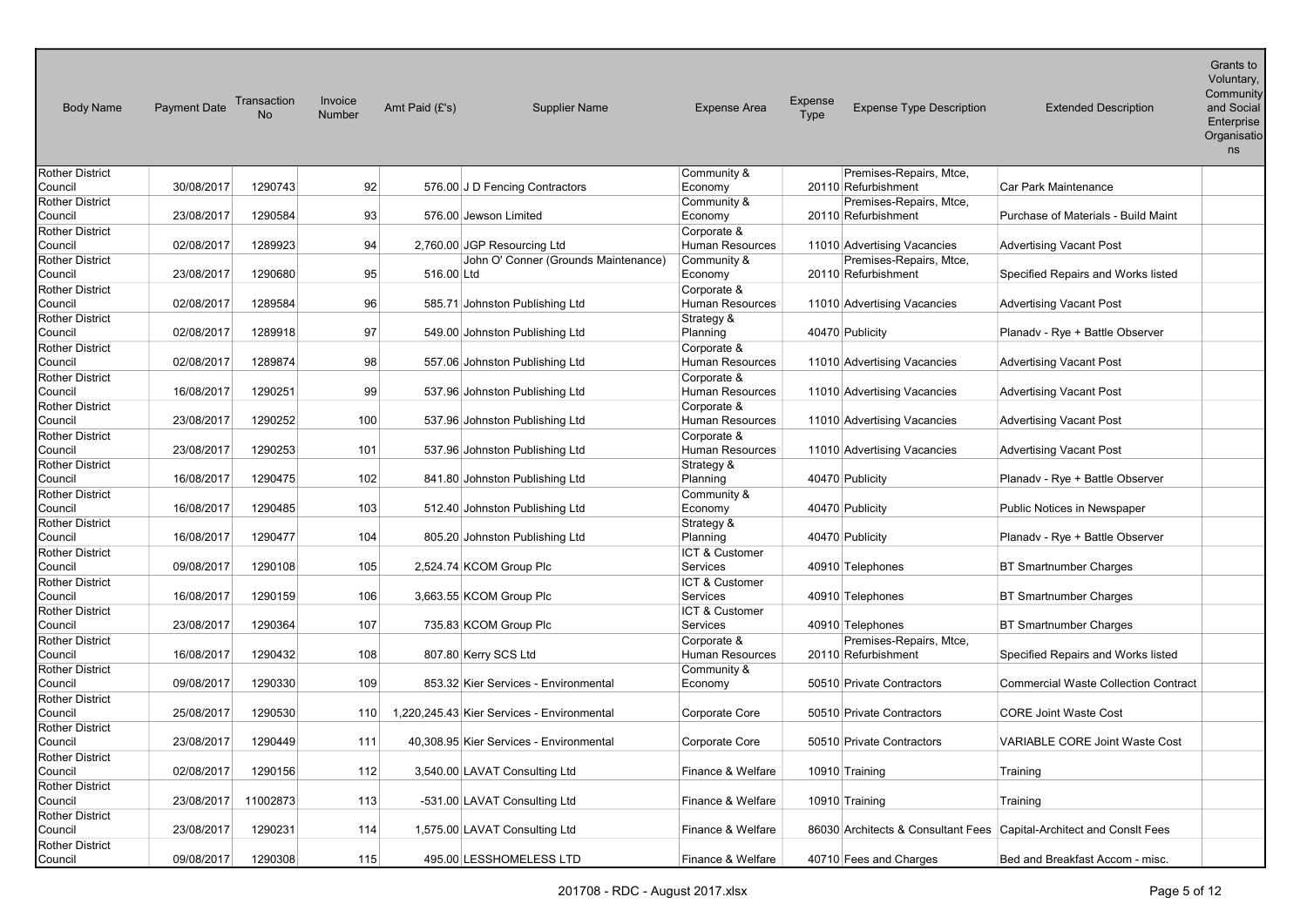| Body Name | Payment Date | Transaction No | Invoice Number | Amt Paid (£'s) | Supplier Name | Expense Area | Expense Type | Expense Type Description | Extended Description | Grants to Voluntary, Community and Social Enterprise Organisations |
|---|---|---|---|---|---|---|---|---|---|---|
| Rother District Council | 30/08/2017 | 1290743 | 92 | 576.00 | J D Fencing Contractors | Community & Economy | 20110 | Premises-Repairs, Mtce, Refurbishment | Car Park Maintenance | |
| Rother District Council | 23/08/2017 | 1290584 | 93 | 576.00 | Jewson Limited | Community & Economy | 20110 | Premises-Repairs, Mtce, Refurbishment | Purchase of Materials - Build Maint | |
| Rother District Council | 02/08/2017 | 1289923 | 94 | 2,760.00 | JGP Resourcing Ltd | Corporate & Human Resources | 11010 | Advertising Vacancies | Advertising Vacant Post | |
| Rother District Council | 23/08/2017 | 1290680 | 95 | 516.00 | John O' Conner (Grounds Maintenance) Ltd | Community & Economy | 20110 | Premises-Repairs, Mtce, Refurbishment | Specified Repairs and Works listed | |
| Rother District Council | 02/08/2017 | 1289584 | 96 | 585.71 | Johnston Publishing Ltd | Corporate & Human Resources | 11010 | Advertising Vacancies | Advertising Vacant Post | |
| Rother District Council | 02/08/2017 | 1289918 | 97 | 549.00 | Johnston Publishing Ltd | Strategy & Planning | 40470 | Publicity | Planadv - Rye + Battle Observer | |
| Rother District Council | 02/08/2017 | 1289874 | 98 | 557.06 | Johnston Publishing Ltd | Corporate & Human Resources | 11010 | Advertising Vacancies | Advertising Vacant Post | |
| Rother District Council | 16/08/2017 | 1290251 | 99 | 537.96 | Johnston Publishing Ltd | Corporate & Human Resources | 11010 | Advertising Vacancies | Advertising Vacant Post | |
| Rother District Council | 23/08/2017 | 1290252 | 100 | 537.96 | Johnston Publishing Ltd | Corporate & Human Resources | 11010 | Advertising Vacancies | Advertising Vacant Post | |
| Rother District Council | 23/08/2017 | 1290253 | 101 | 537.96 | Johnston Publishing Ltd | Corporate & Human Resources | 11010 | Advertising Vacancies | Advertising Vacant Post | |
| Rother District Council | 16/08/2017 | 1290475 | 102 | 841.80 | Johnston Publishing Ltd | Strategy & Planning | 40470 | Publicity | Planadv - Rye + Battle Observer | |
| Rother District Council | 16/08/2017 | 1290485 | 103 | 512.40 | Johnston Publishing Ltd | Community & Economy | 40470 | Publicity | Public Notices in Newspaper | |
| Rother District Council | 16/08/2017 | 1290477 | 104 | 805.20 | Johnston Publishing Ltd | Strategy & Planning | 40470 | Publicity | Planadv - Rye + Battle Observer | |
| Rother District Council | 09/08/2017 | 1290108 | 105 | 2,524.74 | KCOM Group Plc | ICT & Customer Services | 40910 | Telephones | BT Smartnumber Charges | |
| Rother District Council | 16/08/2017 | 1290159 | 106 | 3,663.55 | KCOM Group Plc | ICT & Customer Services | 40910 | Telephones | BT Smartnumber Charges | |
| Rother District Council | 23/08/2017 | 1290364 | 107 | 735.83 | KCOM Group Plc | ICT & Customer Services | 40910 | Telephones | BT Smartnumber Charges | |
| Rother District Council | 16/08/2017 | 1290432 | 108 | 807.80 | Kerry SCS Ltd | Corporate & Human Resources | 20110 | Premises-Repairs, Mtce, Refurbishment | Specified Repairs and Works listed | |
| Rother District Council | 09/08/2017 | 1290330 | 109 | 853.32 | Kier Services - Environmental | Community & Economy | 50510 | Private Contractors | Commercial Waste Collection Contract | |
| Rother District Council | 25/08/2017 | 1290530 | 110 | 1,220,245.43 | Kier Services - Environmental | Corporate Core | 50510 | Private Contractors | CORE Joint Waste Cost | |
| Rother District Council | 23/08/2017 | 1290449 | 111 | 40,308.95 | Kier Services - Environmental | Corporate Core | 50510 | Private Contractors | VARIABLE CORE Joint Waste Cost | |
| Rother District Council | 02/08/2017 | 1290156 | 112 | 3,540.00 | LAVAT Consulting Ltd | Finance & Welfare | 10910 | Training | Training | |
| Rother District Council | 23/08/2017 | 11002873 | 113 | -531.00 | LAVAT Consulting Ltd | Finance & Welfare | 10910 | Training | Training | |
| Rother District Council | 23/08/2017 | 1290231 | 114 | 1,575.00 | LAVAT Consulting Ltd | Finance & Welfare | 86030 | Architects & Consultant Fees | Capital-Architect and Conslt Fees | |
| Rother District Council | 09/08/2017 | 1290308 | 115 | 495.00 | LESSHOMELESS LTD | Finance & Welfare | 40710 | Fees and Charges | Bed and Breakfast Accom - misc. | |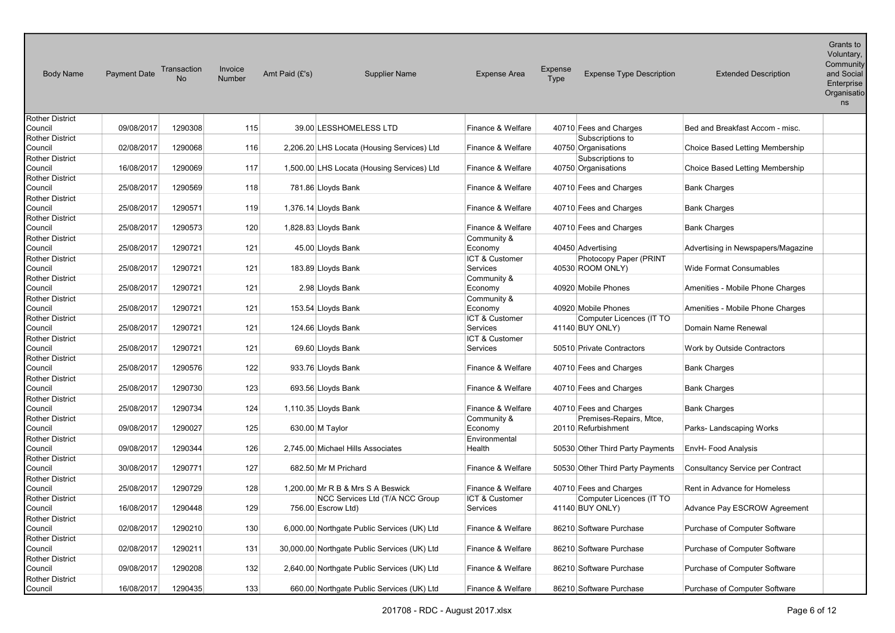| Body Name | Payment Date | Transaction No | Invoice Number | Amt Paid (£'s) | Supplier Name | Expense Area | Expense Type | Expense Type Description | Extended Description | Grants to Voluntary, Community and Social Enterprise Organisations |
|---|---|---|---|---|---|---|---|---|---|---|
| Rother District Council | 09/08/2017 | 1290308 | 115 | 39.00 | LESSHOMELESS LTD | Finance & Welfare | 40710 | Fees and Charges | Bed and Breakfast Accom - misc. | |
| Rother District Council | 02/08/2017 | 1290068 | 116 | 2,206.20 | LHS Locata (Housing Services) Ltd | Finance & Welfare | 40750 | Subscriptions to Organisations | Choice Based Letting Membership | |
| Rother District Council | 16/08/2017 | 1290069 | 117 | 1,500.00 | LHS Locata (Housing Services) Ltd | Finance & Welfare | 40750 | Subscriptions to Organisations | Choice Based Letting Membership | |
| Rother District Council | 25/08/2017 | 1290569 | 118 | 781.86 | Lloyds Bank | Finance & Welfare | 40710 | Fees and Charges | Bank Charges | |
| Rother District Council | 25/08/2017 | 1290571 | 119 | 1,376.14 | Lloyds Bank | Finance & Welfare | 40710 | Fees and Charges | Bank Charges | |
| Rother District Council | 25/08/2017 | 1290573 | 120 | 1,828.83 | Lloyds Bank | Finance & Welfare | 40710 | Fees and Charges | Bank Charges | |
| Rother District Council | 25/08/2017 | 1290721 | 121 | 45.00 | Lloyds Bank | Community & Economy | 40450 | Advertising | Advertising in Newspapers/Magazine | |
| Rother District Council | 25/08/2017 | 1290721 | 121 | 183.89 | Lloyds Bank | ICT & Customer Services | 40530 | Photocopy Paper (PRINT ROOM ONLY) | Wide Format Consumables | |
| Rother District Council | 25/08/2017 | 1290721 | 121 | 2.98 | Lloyds Bank | Community & Economy | 40920 | Mobile Phones | Amenities - Mobile Phone Charges | |
| Rother District Council | 25/08/2017 | 1290721 | 121 | 153.54 | Lloyds Bank | Community & Economy | 40920 | Mobile Phones | Amenities - Mobile Phone Charges | |
| Rother District Council | 25/08/2017 | 1290721 | 121 | 124.66 | Lloyds Bank | ICT & Customer Services | 41140 | Computer Licences (IT TO BUY ONLY) | Domain Name Renewal | |
| Rother District Council | 25/08/2017 | 1290721 | 121 | 69.60 | Lloyds Bank | ICT & Customer Services | 50510 | Private Contractors | Work by Outside Contractors | |
| Rother District Council | 25/08/2017 | 1290576 | 122 | 933.76 | Lloyds Bank | Finance & Welfare | 40710 | Fees and Charges | Bank Charges | |
| Rother District Council | 25/08/2017 | 1290730 | 123 | 693.56 | Lloyds Bank | Finance & Welfare | 40710 | Fees and Charges | Bank Charges | |
| Rother District Council | 25/08/2017 | 1290734 | 124 | 1,110.35 | Lloyds Bank | Finance & Welfare | 40710 | Fees and Charges | Bank Charges | |
| Rother District Council | 09/08/2017 | 1290027 | 125 | 630.00 | M Taylor | Community & Economy | 20110 | Premises-Repairs, Mtce, Refurbishment | Parks- Landscaping Works | |
| Rother District Council | 09/08/2017 | 1290344 | 126 | 2,745.00 | Michael Hills Associates | Environmental Health | 50530 | Other Third Party Payments | EnvH- Food Analysis | |
| Rother District Council | 30/08/2017 | 1290771 | 127 | 682.50 | Mr M Prichard | Finance & Welfare | 50530 | Other Third Party Payments | Consultancy Service per Contract | |
| Rother District Council | 25/08/2017 | 1290729 | 128 | 1,200.00 | Mr R B & Mrs S A Beswick | Finance & Welfare | 40710 | Fees and Charges | Rent in Advance for Homeless | |
| Rother District Council | 16/08/2017 | 1290448 | 129 | 756.00 | NCC Services Ltd (T/A NCC Group Escrow Ltd) | ICT & Customer Services | 41140 | Computer Licences (IT TO BUY ONLY) | Advance Pay ESCROW Agreement | |
| Rother District Council | 02/08/2017 | 1290210 | 130 | 6,000.00 | Northgate Public Services (UK) Ltd | Finance & Welfare | 86210 | Software Purchase | Purchase of Computer Software | |
| Rother District Council | 02/08/2017 | 1290211 | 131 | 30,000.00 | Northgate Public Services (UK) Ltd | Finance & Welfare | 86210 | Software Purchase | Purchase of Computer Software | |
| Rother District Council | 09/08/2017 | 1290208 | 132 | 2,640.00 | Northgate Public Services (UK) Ltd | Finance & Welfare | 86210 | Software Purchase | Purchase of Computer Software | |
| Rother District Council | 16/08/2017 | 1290435 | 133 | 660.00 | Northgate Public Services (UK) Ltd | Finance & Welfare | 86210 | Software Purchase | Purchase of Computer Software | |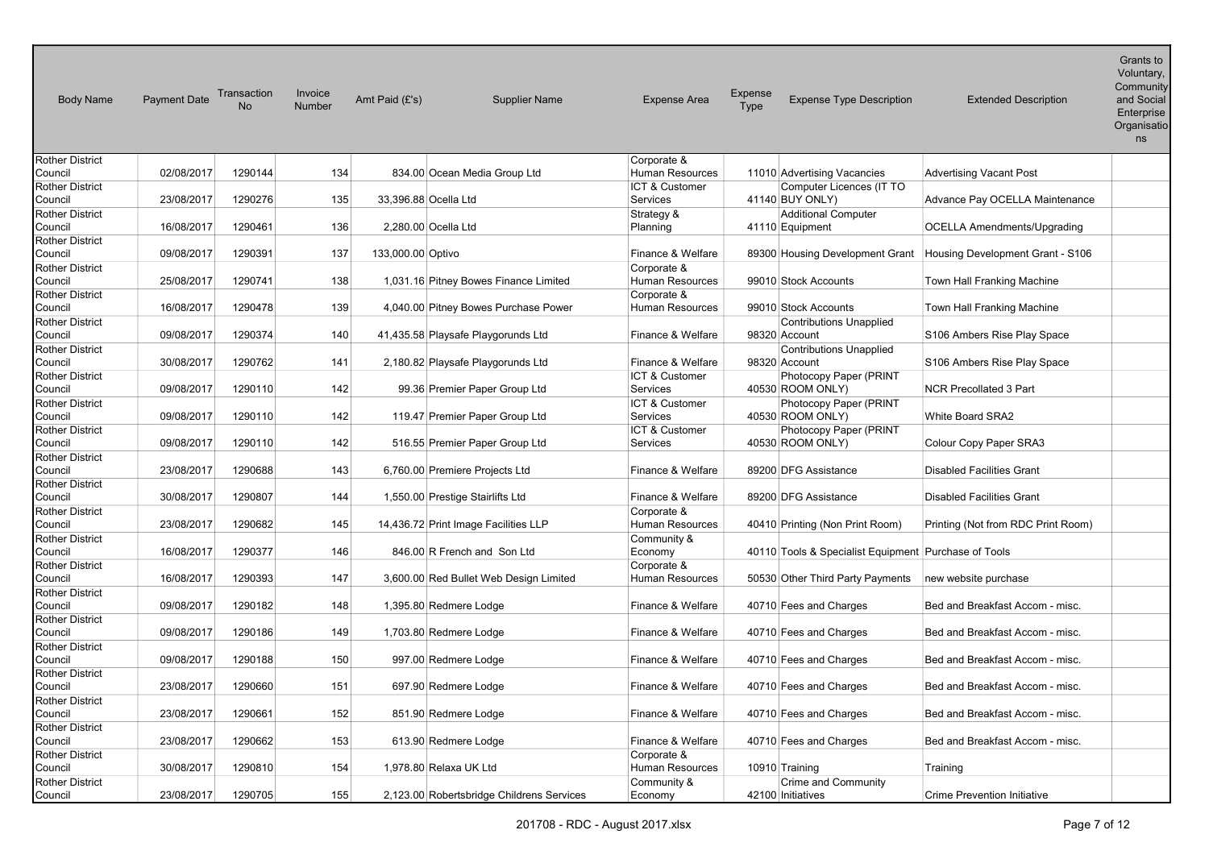| Body Name | Payment Date | Transaction No | Invoice Number | Amt Paid (£'s) | Supplier Name | Expense Area | Expense Type | Expense Type Description | Extended Description | Grants to Voluntary, Community and Social Enterprise Organisations |
|---|---|---|---|---|---|---|---|---|---|---|
| Rother District Council | 02/08/2017 | 1290144 | 134 | 834.00 | Ocean Media Group Ltd | Corporate & Human Resources | 11010 | Advertising Vacancies | Advertising Vacant Post | |
| Rother District Council | 23/08/2017 | 1290276 | 135 | 33,396.88 | Ocella Ltd | ICT & Customer Services | 41140 | Computer Licences (IT TO BUY ONLY) | Advance Pay OCELLA Maintenance | |
| Rother District Council | 16/08/2017 | 1290461 | 136 | 2,280.00 | Ocella Ltd | Strategy & Planning | 41110 | Additional Computer Equipment | OCELLA Amendments/Upgrading | |
| Rother District Council | 09/08/2017 | 1290391 | 137 | 133,000.00 | Optivo | Finance & Welfare | 89300 | Housing Development Grant | Housing Development Grant - S106 | |
| Rother District Council | 25/08/2017 | 1290741 | 138 | 1,031.16 | Pitney Bowes Finance Limited | Corporate & Human Resources | 99010 | Stock Accounts | Town Hall Franking Machine | |
| Rother District Council | 16/08/2017 | 1290478 | 139 | 4,040.00 | Pitney Bowes Purchase Power | Corporate & Human Resources | 99010 | Stock Accounts | Town Hall Franking Machine | |
| Rother District Council | 09/08/2017 | 1290374 | 140 | 41,435.58 | Playsafe Playgorunds Ltd | Finance & Welfare | 98320 | Contributions Unapplied Account | S106 Ambers Rise Play Space | |
| Rother District Council | 30/08/2017 | 1290762 | 141 | 2,180.82 | Playsafe Playgorunds Ltd | Finance & Welfare | 98320 | Contributions Unapplied Account | S106 Ambers Rise Play Space | |
| Rother District Council | 09/08/2017 | 1290110 | 142 | 99.36 | Premier Paper Group Ltd | ICT & Customer Services | 40530 | Photocopy Paper (PRINT ROOM ONLY) | NCR Precollated 3 Part | |
| Rother District Council | 09/08/2017 | 1290110 | 142 | 119.47 | Premier Paper Group Ltd | ICT & Customer Services | 40530 | Photocopy Paper (PRINT ROOM ONLY) | White Board SRA2 | |
| Rother District Council | 09/08/2017 | 1290110 | 142 | 516.55 | Premier Paper Group Ltd | ICT & Customer Services | 40530 | Photocopy Paper (PRINT ROOM ONLY) | Colour Copy Paper SRA3 | |
| Rother District Council | 23/08/2017 | 1290688 | 143 | 6,760.00 | Premiere Projects Ltd | Finance & Welfare | 89200 | DFG Assistance | Disabled Facilities Grant | |
| Rother District Council | 30/08/2017 | 1290807 | 144 | 1,550.00 | Prestige Stairlifts Ltd | Finance & Welfare | 89200 | DFG Assistance | Disabled Facilities Grant | |
| Rother District Council | 23/08/2017 | 1290682 | 145 | 14,436.72 | Print Image Facilities LLP | Corporate & Human Resources | 40410 | Printing (Non Print Room) | Printing (Not from RDC Print Room) | |
| Rother District Council | 16/08/2017 | 1290377 | 146 | 846.00 | R French and Son Ltd | Community & Economy | 40110 | Tools & Specialist Equipment | Purchase of Tools | |
| Rother District Council | 16/08/2017 | 1290393 | 147 | 3,600.00 | Red Bullet Web Design Limited | Corporate & Human Resources | 50530 | Other Third Party Payments | new website purchase | |
| Rother District Council | 09/08/2017 | 1290182 | 148 | 1,395.80 | Redmere Lodge | Finance & Welfare | 40710 | Fees and Charges | Bed and Breakfast Accom - misc. | |
| Rother District Council | 09/08/2017 | 1290186 | 149 | 1,703.80 | Redmere Lodge | Finance & Welfare | 40710 | Fees and Charges | Bed and Breakfast Accom - misc. | |
| Rother District Council | 09/08/2017 | 1290188 | 150 | 997.00 | Redmere Lodge | Finance & Welfare | 40710 | Fees and Charges | Bed and Breakfast Accom - misc. | |
| Rother District Council | 23/08/2017 | 1290660 | 151 | 697.90 | Redmere Lodge | Finance & Welfare | 40710 | Fees and Charges | Bed and Breakfast Accom - misc. | |
| Rother District Council | 23/08/2017 | 1290661 | 152 | 851.90 | Redmere Lodge | Finance & Welfare | 40710 | Fees and Charges | Bed and Breakfast Accom - misc. | |
| Rother District Council | 23/08/2017 | 1290662 | 153 | 613.90 | Redmere Lodge | Finance & Welfare | 40710 | Fees and Charges | Bed and Breakfast Accom - misc. | |
| Rother District Council | 30/08/2017 | 1290810 | 154 | 1,978.80 | Relaxa UK Ltd | Corporate & Human Resources | 10910 | Training | Training | |
| Rother District Council | 23/08/2017 | 1290705 | 155 | 2,123.00 | Robertsbridge Childrens Services | Community & Economy | 42100 | Crime and Community Initiatives | Crime Prevention Initiative | |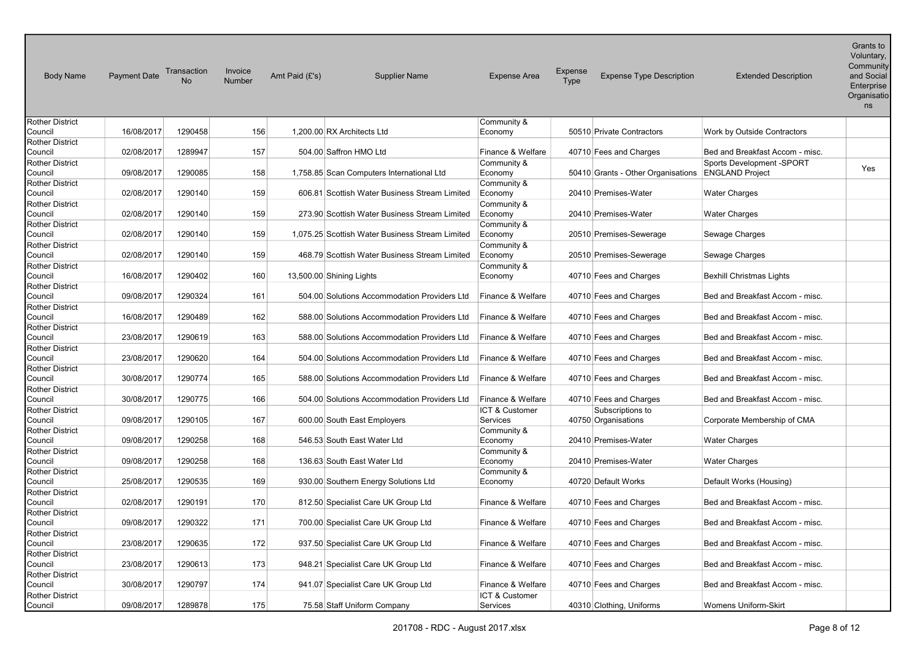| Body Name | Payment Date | Transaction No | Invoice Number | Amt Paid (£'s) | Supplier Name | Expense Area | Expense Type | Expense Type Description | Extended Description | Grants to Voluntary, Community and Social Enterprise Organisations |
|---|---|---|---|---|---|---|---|---|---|---|
| Rother District Council | 16/08/2017 | 1290458 | 156 | 1,200.00 | RX Architects Ltd | Community & Economy | 50510 | Private Contractors | Work by Outside Contractors | |
| Rother District Council | 02/08/2017 | 1289947 | 157 | 504.00 | Saffron HMO Ltd | Finance & Welfare | 40710 | Fees and Charges | Bed and Breakfast Accom - misc. | |
| Rother District Council | 09/08/2017 | 1290085 | 158 | 1,758.85 | Scan Computers International Ltd | Community & Economy | 50410 | Grants - Other Organisations | Sports Development -SPORT ENGLAND Project | Yes |
| Rother District Council | 02/08/2017 | 1290140 | 159 | 606.81 | Scottish Water Business Stream Limited | Community & Economy | 20410 | Premises-Water | Water Charges | |
| Rother District Council | 02/08/2017 | 1290140 | 159 | 273.90 | Scottish Water Business Stream Limited | Community & Economy | 20410 | Premises-Water | Water Charges | |
| Rother District Council | 02/08/2017 | 1290140 | 159 | 1,075.25 | Scottish Water Business Stream Limited | Community & Economy | 20510 | Premises-Sewerage | Sewage Charges | |
| Rother District Council | 02/08/2017 | 1290140 | 159 | 468.79 | Scottish Water Business Stream Limited | Community & Economy | 20510 | Premises-Sewerage | Sewage Charges | |
| Rother District Council | 16/08/2017 | 1290402 | 160 | 13,500.00 | Shining Lights | Community & Economy | 40710 | Fees and Charges | Bexhill Christmas Lights | |
| Rother District Council | 09/08/2017 | 1290324 | 161 | 504.00 | Solutions Accommodation Providers Ltd | Finance & Welfare | 40710 | Fees and Charges | Bed and Breakfast Accom - misc. | |
| Rother District Council | 16/08/2017 | 1290489 | 162 | 588.00 | Solutions Accommodation Providers Ltd | Finance & Welfare | 40710 | Fees and Charges | Bed and Breakfast Accom - misc. | |
| Rother District Council | 23/08/2017 | 1290619 | 163 | 588.00 | Solutions Accommodation Providers Ltd | Finance & Welfare | 40710 | Fees and Charges | Bed and Breakfast Accom - misc. | |
| Rother District Council | 23/08/2017 | 1290620 | 164 | 504.00 | Solutions Accommodation Providers Ltd | Finance & Welfare | 40710 | Fees and Charges | Bed and Breakfast Accom - misc. | |
| Rother District Council | 30/08/2017 | 1290774 | 165 | 588.00 | Solutions Accommodation Providers Ltd | Finance & Welfare | 40710 | Fees and Charges | Bed and Breakfast Accom - misc. | |
| Rother District Council | 30/08/2017 | 1290775 | 166 | 504.00 | Solutions Accommodation Providers Ltd | Finance & Welfare | 40710 | Fees and Charges | Bed and Breakfast Accom - misc. | |
| Rother District Council | 09/08/2017 | 1290105 | 167 | 600.00 | South East Employers | ICT & Customer Services | 40750 | Subscriptions to Organisations | Corporate Membership of CMA | |
| Rother District Council | 09/08/2017 | 1290258 | 168 | 546.53 | South East Water Ltd | Community & Economy | 20410 | Premises-Water | Water Charges | |
| Rother District Council | 09/08/2017 | 1290258 | 168 | 136.63 | South East Water Ltd | Community & Economy | 20410 | Premises-Water | Water Charges | |
| Rother District Council | 25/08/2017 | 1290535 | 169 | 930.00 | Southern Energy Solutions Ltd | Community & Economy | 40720 | Default Works | Default Works (Housing) | |
| Rother District Council | 02/08/2017 | 1290191 | 170 | 812.50 | Specialist Care UK Group Ltd | Finance & Welfare | 40710 | Fees and Charges | Bed and Breakfast Accom - misc. | |
| Rother District Council | 09/08/2017 | 1290322 | 171 | 700.00 | Specialist Care UK Group Ltd | Finance & Welfare | 40710 | Fees and Charges | Bed and Breakfast Accom - misc. | |
| Rother District Council | 23/08/2017 | 1290635 | 172 | 937.50 | Specialist Care UK Group Ltd | Finance & Welfare | 40710 | Fees and Charges | Bed and Breakfast Accom - misc. | |
| Rother District Council | 23/08/2017 | 1290613 | 173 | 948.21 | Specialist Care UK Group Ltd | Finance & Welfare | 40710 | Fees and Charges | Bed and Breakfast Accom - misc. | |
| Rother District Council | 30/08/2017 | 1290797 | 174 | 941.07 | Specialist Care UK Group Ltd | Finance & Welfare | 40710 | Fees and Charges | Bed and Breakfast Accom - misc. | |
| Rother District Council | 09/08/2017 | 1289878 | 175 | 75.58 | Staff Uniform Company | ICT & Customer Services | 40310 | Clothing, Uniforms | Womens Uniform-Skirt | |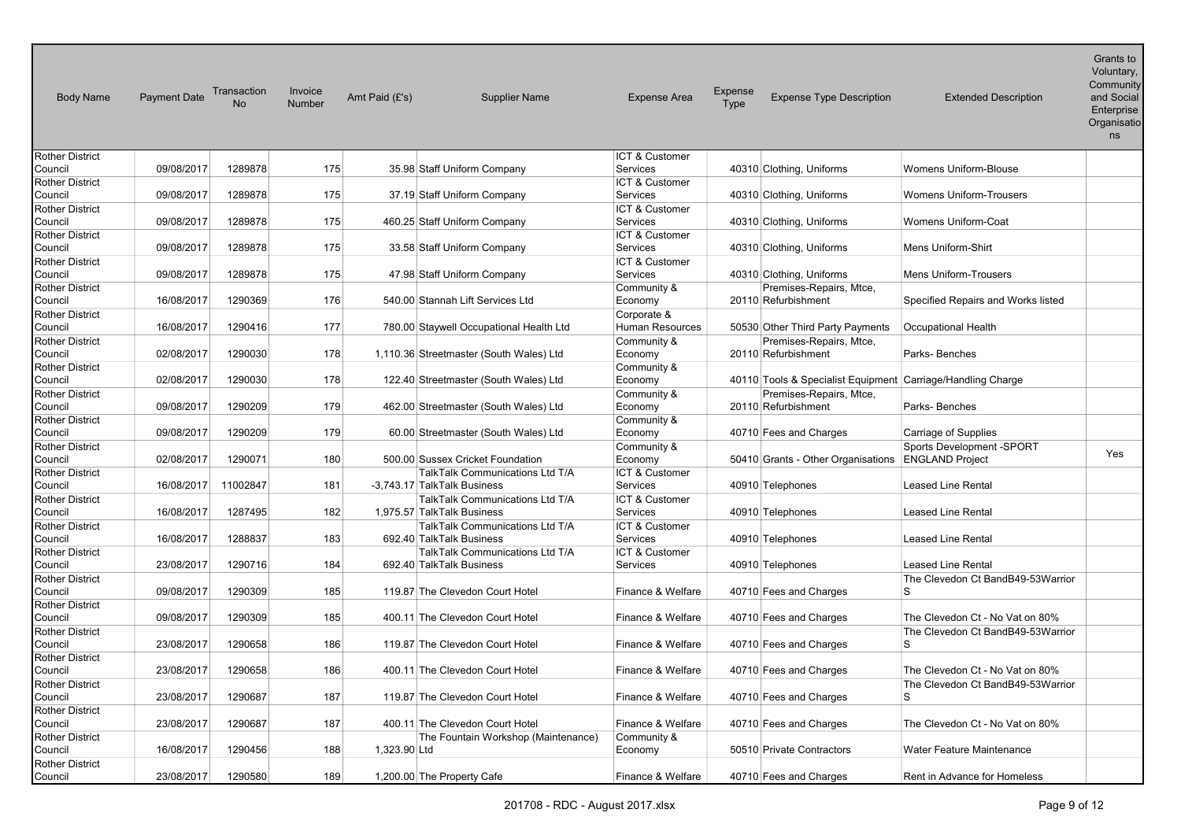| Body Name | Payment Date | Transaction No | Invoice Number | Amt Paid (£'s) | Supplier Name | Expense Area | Expense Type | Expense Type Description | Extended Description | Grants to Voluntary, Community and Social Enterprise Organisations |
|---|---|---|---|---|---|---|---|---|---|---|
| Rother District Council | 09/08/2017 | 1289878 | 175 | 35.98 | Staff Uniform Company | ICT & Customer Services | 40310 | Clothing, Uniforms | Womens Uniform-Blouse | |
| Rother District Council | 09/08/2017 | 1289878 | 175 | 37.19 | Staff Uniform Company | ICT & Customer Services | 40310 | Clothing, Uniforms | Womens Uniform-Trousers | |
| Rother District Council | 09/08/2017 | 1289878 | 175 | 460.25 | Staff Uniform Company | ICT & Customer Services | 40310 | Clothing, Uniforms | Womens Uniform-Coat | |
| Rother District Council | 09/08/2017 | 1289878 | 175 | 33.58 | Staff Uniform Company | ICT & Customer Services | 40310 | Clothing, Uniforms | Mens Uniform-Shirt | |
| Rother District Council | 09/08/2017 | 1289878 | 175 | 47.98 | Staff Uniform Company | ICT & Customer Services | 40310 | Clothing, Uniforms | Mens Uniform-Trousers | |
| Rother District Council | 16/08/2017 | 1290369 | 176 | 540.00 | Stannah Lift Services Ltd | Community & Economy | 20110 | Premises-Repairs, Mtce, Refurbishment | Specified Repairs and Works listed | |
| Rother District Council | 16/08/2017 | 1290416 | 177 | 780.00 | Staywell Occupational Health Ltd | Corporate & Human Resources | 50530 | Other Third Party Payments | Occupational Health | |
| Rother District Council | 02/08/2017 | 1290030 | 178 | 1,110.36 | Streetmaster (South Wales) Ltd | Community & Economy | 20110 | Premises-Repairs, Mtce, Refurbishment | Parks- Benches | |
| Rother District Council | 02/08/2017 | 1290030 | 178 | 122.40 | Streetmaster (South Wales) Ltd | Community & Economy | 40110 | Tools & Specialist Equipment | Carriage/Handling Charge | |
| Rother District Council | 09/08/2017 | 1290209 | 179 | 462.00 | Streetmaster (South Wales) Ltd | Community & Economy | 20110 | Premises-Repairs, Mtce, Refurbishment | Parks- Benches | |
| Rother District Council | 09/08/2017 | 1290209 | 179 | 60.00 | Streetmaster (South Wales) Ltd | Community & Economy | 40710 | Fees and Charges | Carriage of Supplies | |
| Rother District Council | 02/08/2017 | 1290071 | 180 | 500.00 | Sussex Cricket Foundation | Community & Economy | 50410 | Grants - Other Organisations | Sports Development -SPORT ENGLAND Project | Yes |
| Rother District Council | 16/08/2017 | 11002847 | 181 | -3,743.17 | TalkTalk Communications Ltd T/A TalkTalk Business | ICT & Customer Services | 40910 | Telephones | Leased Line Rental | |
| Rother District Council | 16/08/2017 | 1287495 | 182 | 1,975.57 | TalkTalk Communications Ltd T/A TalkTalk Business | ICT & Customer Services | 40910 | Telephones | Leased Line Rental | |
| Rother District Council | 16/08/2017 | 1288837 | 183 | 692.40 | TalkTalk Communications Ltd T/A TalkTalk Business | ICT & Customer Services | 40910 | Telephones | Leased Line Rental | |
| Rother District Council | 23/08/2017 | 1290716 | 184 | 692.40 | TalkTalk Communications Ltd T/A TalkTalk Business | ICT & Customer Services | 40910 | Telephones | Leased Line Rental | |
| Rother District Council | 09/08/2017 | 1290309 | 185 | 119.87 | The Clevedon Court Hotel | Finance & Welfare | 40710 | Fees and Charges | The Clevedon Ct BandB49-53Warriors | |
| Rother District Council | 09/08/2017 | 1290309 | 185 | 400.11 | The Clevedon Court Hotel | Finance & Welfare | 40710 | Fees and Charges | The Clevedon Ct - No Vat on 80% | |
| Rother District Council | 23/08/2017 | 1290658 | 186 | 119.87 | The Clevedon Court Hotel | Finance & Welfare | 40710 | Fees and Charges | The Clevedon Ct BandB49-53Warriors | |
| Rother District Council | 23/08/2017 | 1290658 | 186 | 400.11 | The Clevedon Court Hotel | Finance & Welfare | 40710 | Fees and Charges | The Clevedon Ct - No Vat on 80% | |
| Rother District Council | 23/08/2017 | 1290687 | 187 | 119.87 | The Clevedon Court Hotel | Finance & Welfare | 40710 | Fees and Charges | The Clevedon Ct BandB49-53Warriors | |
| Rother District Council | 23/08/2017 | 1290687 | 187 | 400.11 | The Clevedon Court Hotel | Finance & Welfare | 40710 | Fees and Charges | The Clevedon Ct - No Vat on 80% | |
| Rother District Council | 16/08/2017 | 1290456 | 188 | 1,323.90 | The Fountain Workshop (Maintenance) Ltd | Community & Economy | 50510 | Private Contractors | Water Feature Maintenance | |
| Rother District Council | 23/08/2017 | 1290580 | 189 | 1,200.00 | The Property Cafe | Finance & Welfare | 40710 | Fees and Charges | Rent in Advance for Homeless | |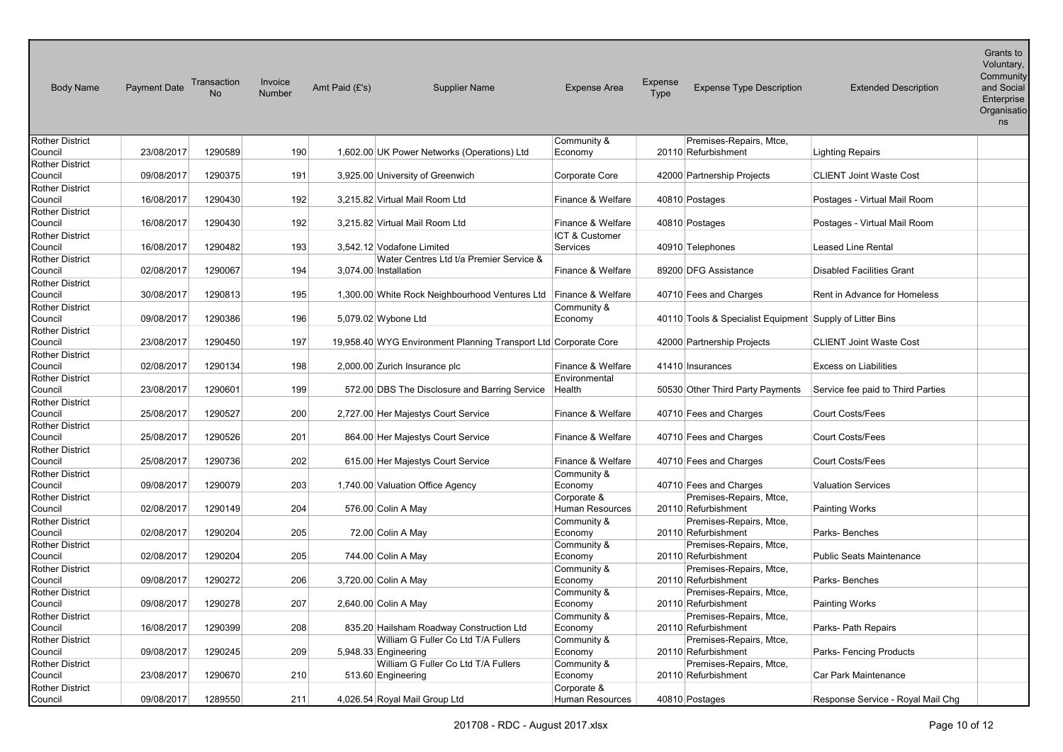| Body Name | Payment Date | Transaction No | Invoice Number | Amt Paid (£'s) | Supplier Name | Expense Area | Expense Type | Expense Type Description | Extended Description | Grants to Voluntary, Community and Social Enterprise Organisations |
|---|---|---|---|---|---|---|---|---|---|---|
| Rother District Council | 23/08/2017 | 1290589 | 190 | 1,602.00 | UK Power Networks (Operations) Ltd | Community & Economy | 20110 | Premises-Repairs, Mtce, Refurbishment | Lighting Repairs | |
| Rother District Council | 09/08/2017 | 1290375 | 191 | 3,925.00 | University of Greenwich | Corporate Core | 42000 | Partnership Projects | CLIENT Joint Waste Cost | |
| Rother District Council | 16/08/2017 | 1290430 | 192 | 3,215.82 | Virtual Mail Room Ltd | Finance & Welfare | 40810 | Postages | Postages - Virtual Mail Room | |
| Rother District Council | 16/08/2017 | 1290430 | 192 | 3,215.82 | Virtual Mail Room Ltd | Finance & Welfare | 40810 | Postages | Postages - Virtual Mail Room | |
| Rother District Council | 16/08/2017 | 1290482 | 193 | 3,542.12 | Vodafone Limited | ICT & Customer Services | 40910 | Telephones | Leased Line Rental | |
| Rother District Council | 02/08/2017 | 1290067 | 194 | 3,074.00 | Water Centres Ltd t/a Premier Service & Installation | Finance & Welfare | 89200 | DFG Assistance | Disabled Facilities Grant | |
| Rother District Council | 30/08/2017 | 1290813 | 195 | 1,300.00 | White Rock Neighbourhood Ventures Ltd | Finance & Welfare | 40710 | Fees and Charges | Rent in Advance for Homeless | |
| Rother District Council | 09/08/2017 | 1290386 | 196 | 5,079.02 | Wybone Ltd | Community & Economy | 40110 | Tools & Specialist Equipment | Supply of Litter Bins | |
| Rother District Council | 23/08/2017 | 1290450 | 197 | 19,958.40 | WYG Environment Planning Transport Ltd | Corporate Core | 42000 | Partnership Projects | CLIENT Joint Waste Cost | |
| Rother District Council | 02/08/2017 | 1290134 | 198 | 2,000.00 | Zurich Insurance plc | Finance & Welfare | 41410 | Insurances | Excess on Liabilities | |
| Rother District Council | 23/08/2017 | 1290601 | 199 | 572.00 | DBS The Disclosure and Barring Service | Environmental Health | 50530 | Other Third Party Payments | Service fee paid to Third Parties | |
| Rother District Council | 25/08/2017 | 1290527 | 200 | 2,727.00 | Her Majestys Court Service | Finance & Welfare | 40710 | Fees and Charges | Court Costs/Fees | |
| Rother District Council | 25/08/2017 | 1290526 | 201 | 864.00 | Her Majestys Court Service | Finance & Welfare | 40710 | Fees and Charges | Court Costs/Fees | |
| Rother District Council | 25/08/2017 | 1290736 | 202 | 615.00 | Her Majestys Court Service | Finance & Welfare | 40710 | Fees and Charges | Court Costs/Fees | |
| Rother District Council | 09/08/2017 | 1290079 | 203 | 1,740.00 | Valuation Office Agency | Community & Economy | 40710 | Fees and Charges | Valuation Services | |
| Rother District Council | 02/08/2017 | 1290149 | 204 | 576.00 | Colin A May | Corporate & Human Resources | 20110 | Premises-Repairs, Mtce, Refurbishment | Painting Works | |
| Rother District Council | 02/08/2017 | 1290204 | 205 | 72.00 | Colin A May | Community & Economy | 20110 | Premises-Repairs, Mtce, Refurbishment | Parks- Benches | |
| Rother District Council | 02/08/2017 | 1290204 | 205 | 744.00 | Colin A May | Community & Economy | 20110 | Premises-Repairs, Mtce, Refurbishment | Public Seats Maintenance | |
| Rother District Council | 09/08/2017 | 1290272 | 206 | 3,720.00 | Colin A May | Community & Economy | 20110 | Premises-Repairs, Mtce, Refurbishment | Parks- Benches | |
| Rother District Council | 09/08/2017 | 1290278 | 207 | 2,640.00 | Colin A May | Community & Economy | 20110 | Premises-Repairs, Mtce, Refurbishment | Painting Works | |
| Rother District Council | 16/08/2017 | 1290399 | 208 | 835.20 | Hailsham Roadway Construction Ltd | Community & Economy | 20110 | Premises-Repairs, Mtce, Refurbishment | Parks- Path Repairs | |
| Rother District Council | 09/08/2017 | 1290245 | 209 | 5,948.33 | William G Fuller Co Ltd T/A Fullers Engineering | Community & Economy | 20110 | Premises-Repairs, Mtce, Refurbishment | Parks- Fencing Products | |
| Rother District Council | 23/08/2017 | 1290670 | 210 | 513.60 | William G Fuller Co Ltd T/A Fullers Engineering | Community & Economy | 20110 | Premises-Repairs, Mtce, Refurbishment | Car Park Maintenance | |
| Rother District Council | 09/08/2017 | 1289550 | 211 | 4,026.54 | Royal Mail Group Ltd | Corporate & Human Resources | 40810 | Postages | Response Service - Royal Mail Chg | |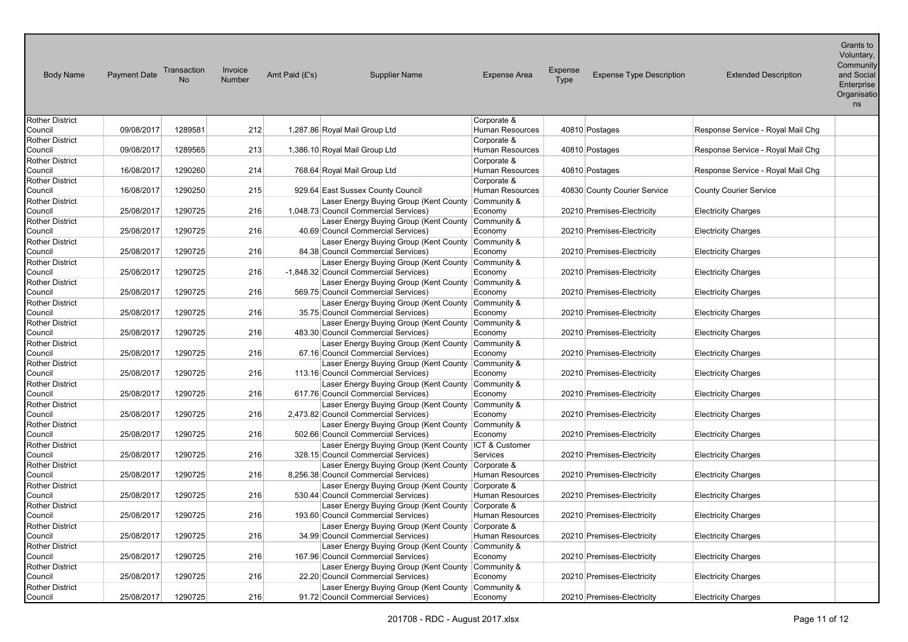| Body Name | Payment Date | Transaction No | Invoice Number | Amt Paid (£'s) | Supplier Name | Expense Area | Expense Type | Expense Type Description | Extended Description | Grants to Voluntary, Community and Social Enterprise Organisations |
|---|---|---|---|---|---|---|---|---|---|---|
| Rother District Council | 09/08/2017 | 1289581 | 212 | 1,287.86 | Royal Mail Group Ltd | Corporate & Human Resources | 40810 | Postages | Response Service - Royal Mail Chg | |
| Rother District Council | 09/08/2017 | 1289565 | 213 | 1,386.10 | Royal Mail Group Ltd | Corporate & Human Resources | 40810 | Postages | Response Service - Royal Mail Chg | |
| Rother District Council | 16/08/2017 | 1290260 | 214 | 768.64 | Royal Mail Group Ltd | Corporate & Human Resources | 40810 | Postages | Response Service - Royal Mail Chg | |
| Rother District Council | 16/08/2017 | 1290250 | 215 | 929.64 | East Sussex County Council | Corporate & Human Resources | 40830 | County Courier Service | County Courier Service | |
| Rother District Council | 25/08/2017 | 1290725 | 216 | 1,048.73 | Laser Energy Buying Group (Kent County Council Commercial Services) | Community & Economy | 20210 | Premises-Electricity | Electricity Charges | |
| Rother District Council | 25/08/2017 | 1290725 | 216 | 40.69 | Laser Energy Buying Group (Kent County Council Commercial Services) | Community & Economy | 20210 | Premises-Electricity | Electricity Charges | |
| Rother District Council | 25/08/2017 | 1290725 | 216 | 84.38 | Laser Energy Buying Group (Kent County Council Commercial Services) | Community & Economy | 20210 | Premises-Electricity | Electricity Charges | |
| Rother District Council | 25/08/2017 | 1290725 | 216 | -1,848.32 | Laser Energy Buying Group (Kent County Council Commercial Services) | Community & Economy | 20210 | Premises-Electricity | Electricity Charges | |
| Rother District Council | 25/08/2017 | 1290725 | 216 | 569.75 | Laser Energy Buying Group (Kent County Council Commercial Services) | Community & Economy | 20210 | Premises-Electricity | Electricity Charges | |
| Rother District Council | 25/08/2017 | 1290725 | 216 | 35.75 | Laser Energy Buying Group (Kent County Council Commercial Services) | Community & Economy | 20210 | Premises-Electricity | Electricity Charges | |
| Rother District Council | 25/08/2017 | 1290725 | 216 | 483.30 | Laser Energy Buying Group (Kent County Council Commercial Services) | Community & Economy | 20210 | Premises-Electricity | Electricity Charges | |
| Rother District Council | 25/08/2017 | 1290725 | 216 | 67.16 | Laser Energy Buying Group (Kent County Council Commercial Services) | Community & Economy | 20210 | Premises-Electricity | Electricity Charges | |
| Rother District Council | 25/08/2017 | 1290725 | 216 | 113.16 | Laser Energy Buying Group (Kent County Council Commercial Services) | Community & Economy | 20210 | Premises-Electricity | Electricity Charges | |
| Rother District Council | 25/08/2017 | 1290725 | 216 | 617.76 | Laser Energy Buying Group (Kent County Council Commercial Services) | Community & Economy | 20210 | Premises-Electricity | Electricity Charges | |
| Rother District Council | 25/08/2017 | 1290725 | 216 | 2,473.82 | Laser Energy Buying Group (Kent County Council Commercial Services) | Community & Economy | 20210 | Premises-Electricity | Electricity Charges | |
| Rother District Council | 25/08/2017 | 1290725 | 216 | 502.66 | Laser Energy Buying Group (Kent County Council Commercial Services) | Community & Economy | 20210 | Premises-Electricity | Electricity Charges | |
| Rother District Council | 25/08/2017 | 1290725 | 216 | 328.15 | Laser Energy Buying Group (Kent County Council Commercial Services) | ICT & Customer Services | 20210 | Premises-Electricity | Electricity Charges | |
| Rother District Council | 25/08/2017 | 1290725 | 216 | 8,256.38 | Laser Energy Buying Group (Kent County Council Commercial Services) | Corporate & Human Resources | 20210 | Premises-Electricity | Electricity Charges | |
| Rother District Council | 25/08/2017 | 1290725 | 216 | 530.44 | Laser Energy Buying Group (Kent County Council Commercial Services) | Corporate & Human Resources | 20210 | Premises-Electricity | Electricity Charges | |
| Rother District Council | 25/08/2017 | 1290725 | 216 | 193.60 | Laser Energy Buying Group (Kent County Council Commercial Services) | Corporate & Human Resources | 20210 | Premises-Electricity | Electricity Charges | |
| Rother District Council | 25/08/2017 | 1290725 | 216 | 34.99 | Laser Energy Buying Group (Kent County Council Commercial Services) | Corporate & Human Resources | 20210 | Premises-Electricity | Electricity Charges | |
| Rother District Council | 25/08/2017 | 1290725 | 216 | 167.96 | Laser Energy Buying Group (Kent County Council Commercial Services) | Community & Economy | 20210 | Premises-Electricity | Electricity Charges | |
| Rother District Council | 25/08/2017 | 1290725 | 216 | 22.20 | Laser Energy Buying Group (Kent County Council Commercial Services) | Community & Economy | 20210 | Premises-Electricity | Electricity Charges | |
| Rother District Council | 25/08/2017 | 1290725 | 216 | 91.72 | Laser Energy Buying Group (Kent County Council Commercial Services) | Community & Economy | 20210 | Premises-Electricity | Electricity Charges | |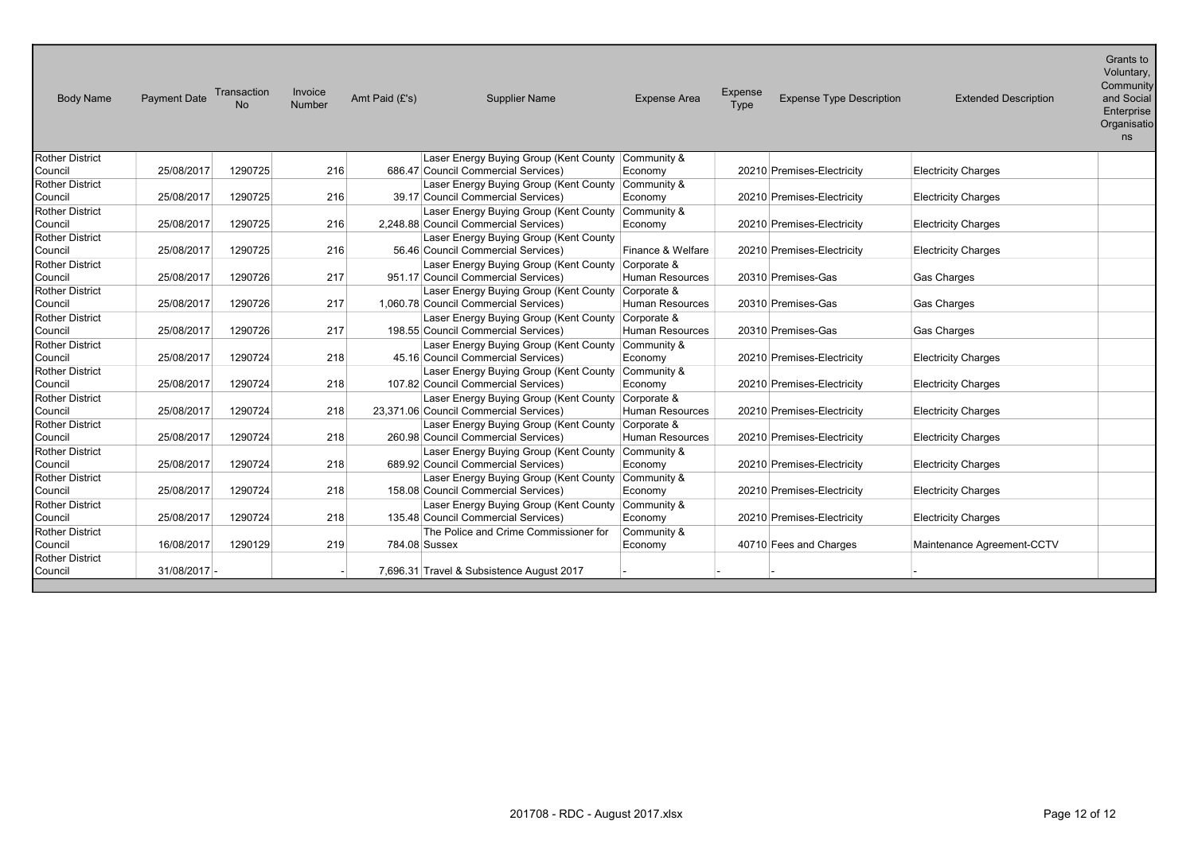| Body Name | Payment Date | Transaction No | Invoice Number | Amt Paid (£'s) | Supplier Name | Expense Area | Expense Type | Expense Type Description | Extended Description | Grants to Voluntary, Community and Social Enterprise Organisations |
|---|---|---|---|---|---|---|---|---|---|---|
| Rother District Council | 25/08/2017 | 1290725 | 216 | 686.47 | Laser Energy Buying Group (Kent County Council Commercial Services) | Community & Economy | 20210 | Premises-Electricity | Electricity Charges | |
| Rother District Council | 25/08/2017 | 1290725 | 216 | 39.17 | Laser Energy Buying Group (Kent County Council Commercial Services) | Community & Economy | 20210 | Premises-Electricity | Electricity Charges | |
| Rother District Council | 25/08/2017 | 1290725 | 216 | 2,248.88 | Laser Energy Buying Group (Kent County Council Commercial Services) | Community & Economy | 20210 | Premises-Electricity | Electricity Charges | |
| Rother District Council | 25/08/2017 | 1290725 | 216 | 56.46 | Laser Energy Buying Group (Kent County Council Commercial Services) | Finance & Welfare | 20210 | Premises-Electricity | Electricity Charges | |
| Rother District Council | 25/08/2017 | 1290726 | 217 | 951.17 | Laser Energy Buying Group (Kent County Council Commercial Services) | Corporate & Human Resources | 20310 | Premises-Gas | Gas Charges | |
| Rother District Council | 25/08/2017 | 1290726 | 217 | 1,060.78 | Laser Energy Buying Group (Kent County Council Commercial Services) | Corporate & Human Resources | 20310 | Premises-Gas | Gas Charges | |
| Rother District Council | 25/08/2017 | 1290726 | 217 | 198.55 | Laser Energy Buying Group (Kent County Council Commercial Services) | Corporate & Human Resources | 20310 | Premises-Gas | Gas Charges | |
| Rother District Council | 25/08/2017 | 1290724 | 218 | 45.16 | Laser Energy Buying Group (Kent County Council Commercial Services) | Community & Economy | 20210 | Premises-Electricity | Electricity Charges | |
| Rother District Council | 25/08/2017 | 1290724 | 218 | 107.82 | Laser Energy Buying Group (Kent County Council Commercial Services) | Community & Economy | 20210 | Premises-Electricity | Electricity Charges | |
| Rother District Council | 25/08/2017 | 1290724 | 218 | 23,371.06 | Laser Energy Buying Group (Kent County Council Commercial Services) | Corporate & Human Resources | 20210 | Premises-Electricity | Electricity Charges | |
| Rother District Council | 25/08/2017 | 1290724 | 218 | 260.98 | Laser Energy Buying Group (Kent County Council Commercial Services) | Corporate & Human Resources | 20210 | Premises-Electricity | Electricity Charges | |
| Rother District Council | 25/08/2017 | 1290724 | 218 | 689.92 | Laser Energy Buying Group (Kent County Council Commercial Services) | Community & Economy | 20210 | Premises-Electricity | Electricity Charges | |
| Rother District Council | 25/08/2017 | 1290724 | 218 | 158.08 | Laser Energy Buying Group (Kent County Council Commercial Services) | Community & Economy | 20210 | Premises-Electricity | Electricity Charges | |
| Rother District Council | 25/08/2017 | 1290724 | 218 | 135.48 | Laser Energy Buying Group (Kent County Council Commercial Services) | Community & Economy | 20210 | Premises-Electricity | Electricity Charges | |
| Rother District Council | 16/08/2017 | 1290129 | 219 | 784.08 | The Police and Crime Commissioner for Sussex | Community & Economy | 40710 | Fees and Charges | Maintenance Agreement-CCTV | |
| Rother District Council | 31/08/2017 | - | - | 7,696.31 | Travel & Subsistence August 2017 | - | - | - | - | |